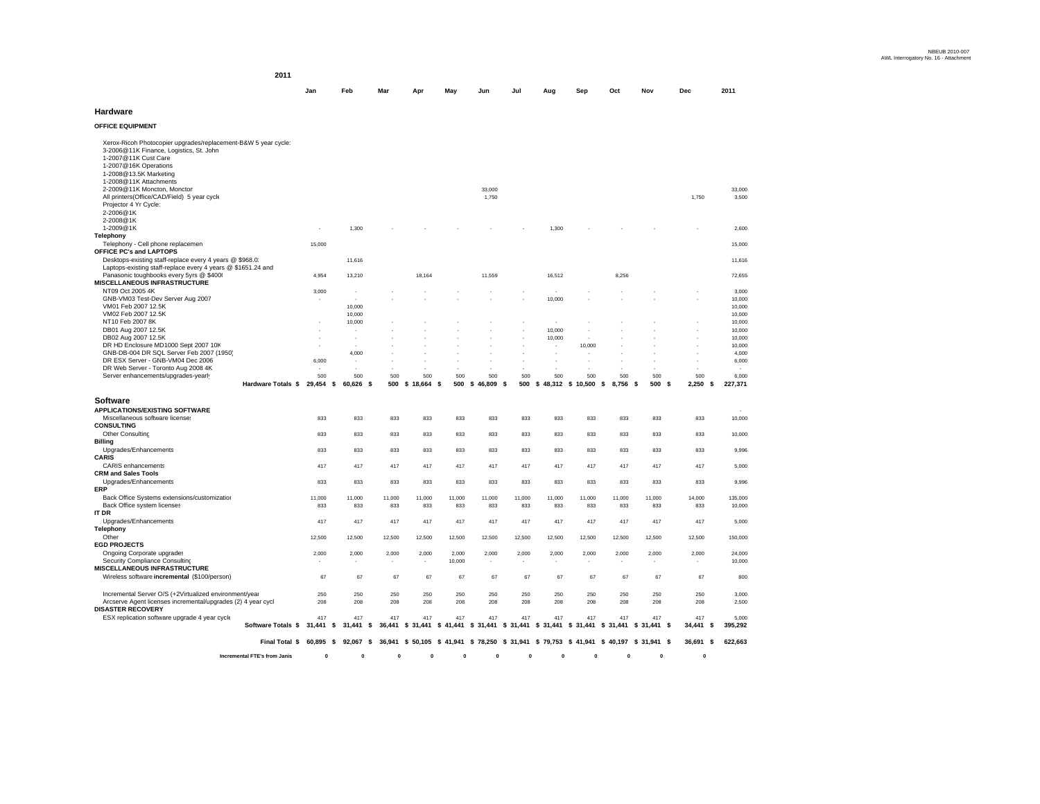NBEUB 2010-007
AWL Interrogatory No. 16 - Attachment

**2011**

| | Jan | Feb | Mar | Apr | May | Jun | Jul | Aug | Sep | Oct | Nov | Dec | 2011 |
|---|---|---|---|---|---|---|---|---|---|---|---|---|---|
| **Hardware** | | | | | | | | | | | | | |
| **OFFICE EQUIPMENT** | | | | | | | | | | | | | |
| Xerox-Ricoh Photocopier upgrades/replacement-B&W 5 year cycle: | | | | | | | | | | | | | |
| 3-2006@11K Finance, Logistics, St. John | | | | | | | | | | | | | |
| 1-2007@11K Cust Care | | | | | | | | | | | | | |
| 1-2007@16K Operations | | | | | | | | | | | | | |
| 1-2008@13.5K Marketing | | | | | | | | | | | | | |
| 1-2008@11K Attachments | | | | | | | | | | | | | |
| 2-2009@11K Moncton, Moncton | | | | | | 33,000 | | | | | | | 33,000 |
| All printers(Office/CAD/Field) 5 year cycle | | | | | | 1,750 | | | | | | 1,750 | 3,500 |
| Projector 4 Yr Cycle: | | | | | | | | | | | | | |
| 2-2006@1K | | | | | | | | | | | | | |
| 2-2008@1K | | | | | | | | | | | | | |
| 1-2009@1K | - | 1,300 | - | - | - | - | - | 1,300 | - | - | - | - | 2,600 |
| **Telephony** | | | | | | | | | | | | | |
| Telephony - Cell phone replacement | 15,000 | | | | | | | | | | | | 15,000 |
| **OFFICE PC's and LAPTOPS** | | | | | | | | | | | | | |
| Desktops-existing staff-replace every 4 years @ $968.0 | | 11,616 | | | | | | | | | | | 11,616 |
| Laptops-existing staff-replace every 4 years @ $1651.24 and | | | | | | | | | | | | | |
| Panasonic toughbooks every 5yrs @ $4000 | 4,954 | 13,210 | | 18,164 | | 11,559 | | 16,512 | | 8,256 | | | 72,655 |
| **MISCELLANEOUS INFRASTRUCTURE** | | | | | | | | | | | | | |
| NT09 Oct 2005 4K | 3,000 | - | - | - | - | - | - | - | - | - | - | - | 3,000 |
| GNB-VM03 Test-Dev Server Aug 2007 | - | - | - | - | - | - | - | 10,000 | - | - | - | - | 10,000 |
| VM01 Feb 2007 12.5K | | 10,000 | | | | | | | | | | | 10,000 |
| VM02 Feb 2007 12.5K | | 10,000 | | | | | | | | | | | 10,000 |
| NT10 Feb 2007 8K | - | 10,000 | - | - | - | - | - | - | - | - | - | - | 10,000 |
| DB01 Aug 2007 12.5K | - | - | - | - | - | - | - | 10,000 | - | - | - | - | 10,000 |
| DB02 Aug 2007 12.5K | - | - | - | - | - | - | - | 10,000 | - | - | - | - | 10,000 |
| DR HD Enclosure MD1000 Sept 2007 10K | - | - | - | - | - | - | - | - | 10,000 | - | - | - | 10,000 |
| GNB-DB-004 DR SQL Server Feb 2007 (1950) | | 4,000 | - | - | - | - | - | - | - | - | - | - | 4,000 |
| DR ESX Server - GNB-VM04 Dec 2006 | 6,000 | - | - | - | - | - | - | - | - | - | - | - | 6,000 |
| DR Web Server - Toronto Aug 2008 4K | - | - | - | - | - | - | - | - | - | - | - | - | - |
| Server enhancements/upgrades-yearly | 500 | 500 | 500 | 500 | 500 | 500 | 500 | 500 | 500 | 500 | 500 | 500 | 6,000 |
| **Hardware Totals** | $ 29,454 | $ 60,626 | $ 500 | $ 18,664 | $ 500 | $ 46,809 | $ 500 | $ 48,312 | $ 10,500 | $ 8,756 | $ 500 | $ 2,250 | $ 227,371 |
| **Software** | | | | | | | | | | | | | |
| **APPLICATIONS/EXISTING SOFTWARE** | | | | | | | | | | | | | - |
| Miscellaneous software licenses | 833 | 833 | 833 | 833 | 833 | 833 | 833 | 833 | 833 | 833 | 833 | 833 | 10,000 |
| **CONSULTING** | | | | | | | | | | | | | |
| Other Consulting | 833 | 833 | 833 | 833 | 833 | 833 | 833 | 833 | 833 | 833 | 833 | 833 | 10,000 |
| **Billing** | | | | | | | | | | | | | |
| Upgrades/Enhancements | 833 | 833 | 833 | 833 | 833 | 833 | 833 | 833 | 833 | 833 | 833 | 833 | 9,996 |
| **CARIS** | | | | | | | | | | | | | |
| CARIS enhancements | 417 | 417 | 417 | 417 | 417 | 417 | 417 | 417 | 417 | 417 | 417 | 417 | 5,000 |
| **CRM and Sales Tools** | | | | | | | | | | | | | |
| Upgrades/Enhancements | 833 | 833 | 833 | 833 | 833 | 833 | 833 | 833 | 833 | 833 | 833 | 833 | 9,996 |
| **ERP** | | | | | | | | | | | | | |
| Back Office Systems extensions/customization | 11,000 | 11,000 | 11,000 | 11,000 | 11,000 | 11,000 | 11,000 | 11,000 | 11,000 | 11,000 | 11,000 | 14,000 | 135,000 |
| Back Office system licenses | 833 | 833 | 833 | 833 | 833 | 833 | 833 | 833 | 833 | 833 | 833 | 833 | 10,000 |
| **IT DR** | | | | | | | | | | | | | |
| Upgrades/Enhancements | 417 | 417 | 417 | 417 | 417 | 417 | 417 | 417 | 417 | 417 | 417 | 417 | 5,000 |
| **Telephony** | | | | | | | | | | | | | |
| Other | 12,500 | 12,500 | 12,500 | 12,500 | 12,500 | 12,500 | 12,500 | 12,500 | 12,500 | 12,500 | 12,500 | 12,500 | 150,000 |
| **EGD PROJECTS** | | | | | | | | | | | | | |
| Ongoing Corporate upgrades | 2,000 | 2,000 | 2,000 | 2,000 | 2,000 | 2,000 | 2,000 | 2,000 | 2,000 | 2,000 | 2,000 | 2,000 | 24,000 |
| Security Compliance Consulting | - | - | - | - | 10,000 | - | - | - | - | - | - | - | 10,000 |
| **MISCELLANEOUS INFRASTRUCTURE** | | | | | | | | | | | | | |
| Wireless software **incremental** ($100/person) | 67 | 67 | 67 | 67 | 67 | 67 | 67 | 67 | 67 | 67 | 67 | 67 | 800 |
| Incremental Server O/S (+2Virtualized environment/year | 250 | 250 | 250 | 250 | 250 | 250 | 250 | 250 | 250 | 250 | 250 | 250 | 3,000 |
| Arcserve Agent licenses incremental/upgrades (2) 4 year cycl | 208 | 208 | 208 | 208 | 208 | 208 | 208 | 208 | 208 | 208 | 208 | 208 | 2,500 |
| **DISASTER RECOVERY** | | | | | | | | | | | | | |
| ESX replication software upgrade 4 year cycle | 417 | 417 | 417 | 417 | 417 | 417 | 417 | 417 | 417 | 417 | 417 | 417 | 5,000 |
| **Software Totals** | $ 31,441 | $ 31,441 | $ 36,441 | $ 31,441 | $ 41,441 | $ 31,441 | $ 31,441 | $ 31,441 | $ 31,441 | $ 31,441 | $ 31,441 | $ 34,441 | $ 395,292 |
| **Final Total** | $ 60,895 | $ 92,067 | $ 36,941 | $ 50,105 | $ 41,941 | $ 78,250 | $ 31,941 | $ 79,753 | $ 41,941 | $ 40,197 | $ 31,941 | $ 36,691 | $ 622,663 |
| **Incremental FTE's from Janis** | 0 | 0 | 0 | 0 | 0 | 0 | 0 | 0 | 0 | 0 | 0 | 0 | |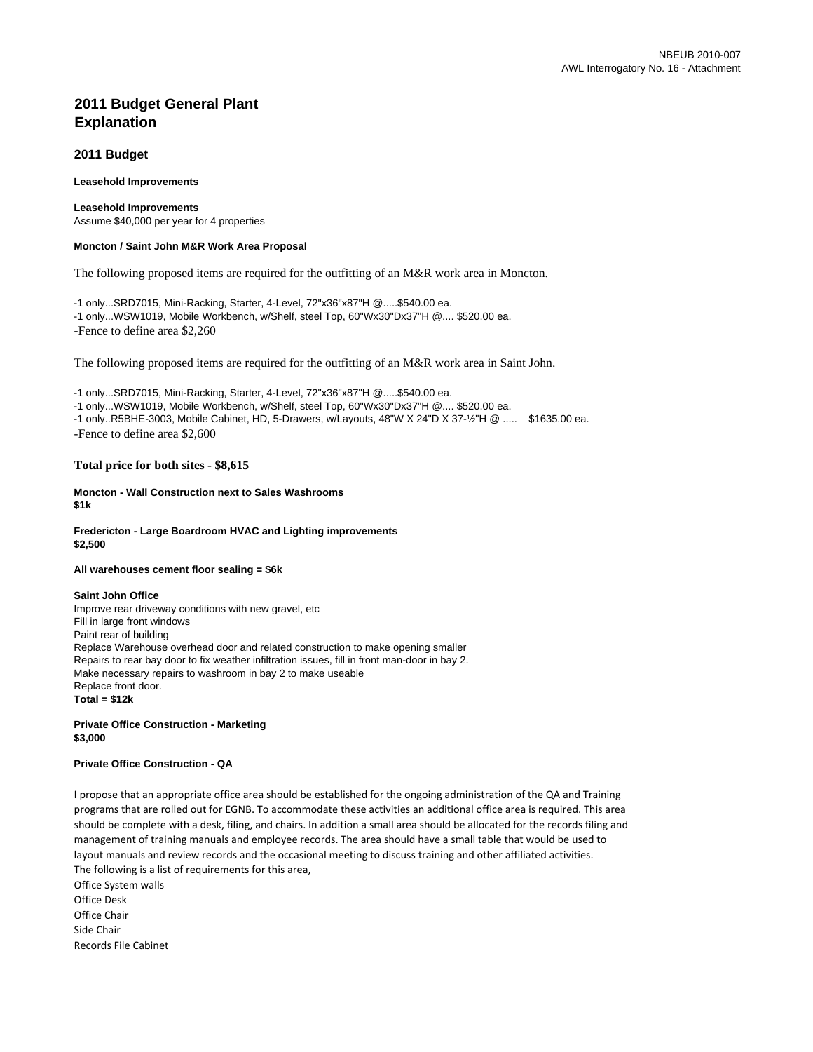## 2011 Budget General Plant Explanation

### 2011 Budget

**Leasehold Improvements**

**Leasehold Improvements**
Assume $40,000 per year for 4 properties

**Moncton / Saint John M&R Work Area Proposal**

The following proposed items are required for the outfitting of an M&R work area in Moncton.

-1 only...SRD7015, Mini-Racking, Starter, 4-Level, 72"x36"x87"H @.....$540.00 ea.
-1 only...WSW1019, Mobile Workbench, w/Shelf, steel Top, 60"Wx30"Dx37"H @.... $520.00 ea.
-Fence to define area $2,260

The following proposed items are required for the outfitting of an M&R work area in Saint John.

-1 only...SRD7015, Mini-Racking, Starter, 4-Level, 72"x36"x87"H @.....$540.00 ea.
-1 only...WSW1019, Mobile Workbench, w/Shelf, steel Top, 60"Wx30"Dx37"H @.... $520.00 ea.
-1 only..R5BHE-3003, Mobile Cabinet, HD, 5-Drawers, w/Layouts, 48"W X 24"D X 37-½"H @ ..... $1635.00 ea.
-Fence to define area $2,600

**Total price for both sites - $8,615**

**Moncton - Wall Construction next to Sales Washrooms**
**$1k**

**Fredericton - Large Boardroom HVAC and Lighting improvements**
**$2,500**

**All warehouses cement floor sealing = $6k**

**Saint John Office**
Improve rear driveway conditions with new gravel, etc
Fill in large front windows
Paint rear of building
Replace Warehouse overhead door and related construction to make opening smaller
Repairs to rear bay door to fix weather infiltration issues, fill in front man-door in bay 2.
Make necessary repairs to washroom in bay 2 to make useable
Replace front door.
**Total = $12k**

**Private Office Construction - Marketing**
**$3,000**

**Private Office Construction - QA**

I propose that an appropriate office area should be established for the ongoing administration of the QA and Training programs that are rolled out for EGNB. To accommodate these activities an additional office area is required. This area should be complete with a desk, filing, and chairs. In addition a small area should be allocated for the records filing and management of training manuals and employee records. The area should have a small table that would be used to layout manuals and review records and the occasional meeting to discuss training and other affiliated activities.
The following is a list of requirements for this area,
Office System walls
Office Desk
Office Chair
Side Chair
Records File Cabinet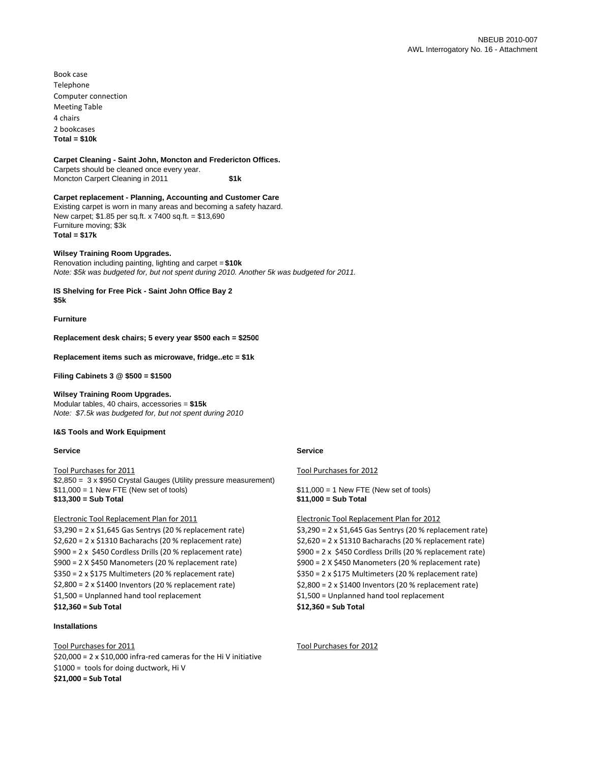Book case
Telephone
Computer connection
Meeting Table
4 chairs
2 bookcases
**Total = $10k**

**Carpet Cleaning - Saint John, Moncton and Fredericton Offices.**
Carpets should be cleaned once every year.
Moncton Carpert Cleaning in 2011 **$1k**

**Carpet replacement - Planning, Accounting and Customer Care**
Existing carpet is worn in many areas and becoming a safety hazard.
New carpet; $1.85 per sq.ft. x 7400 sq.ft. = $13,690
Furniture moving; $3k
**Total = $17k**

**Wilsey Training Room Upgrades.**
Renovation including painting, lighting and carpet = **$10k**
*Note: $5k was budgeted for, but not spent during 2010. Another 5k was budgeted for 2011.*

**IS Shelving for Free Pick - Saint John Office Bay 2**
**$5k**

**Furniture**

**Replacement desk chairs; 5 every year $500 each = $2500**

**Replacement items such as microwave, fridge..etc = $1k**

**Filing Cabinets 3 @ $500 = $1500**

**Wilsey Training Room Upgrades.**
Modular tables, 40 chairs, accessories = **$15k**
*Note: $7.5k was budgeted for, but not spent during 2010*

**I&S Tools and Work Equipment**

**Service**

Tool Purchases for 2011
$2,850 = 3 x $950 Crystal Gauges (Utility pressure measurement)
$11,000 = 1 New FTE (New set of tools)
**$13,300 = Sub Total**

Electronic Tool Replacement Plan for 2011
$3,290 = 2 x $1,645 Gas Sentrys (20 % replacement rate)
$2,620 = 2 x $1310 Bacharachs (20 % replacement rate)
$900 = 2 x $450 Cordless Drills (20 % replacement rate)
$900 = 2 X $450 Manometers (20 % replacement rate)
$350 = 2 x $175 Multimeters (20 % replacement rate)
$2,800 = 2 x $1400 Inventors (20 % replacement rate)
$1,500 = Unplanned hand tool replacement
**$12,360 = Sub Total**

**Service**

Tool Purchases for 2012
$11,000 = 1 New FTE (New set of tools)
**$11,000 = Sub Total**

Electronic Tool Replacement Plan for 2012
$3,290 = 2 x $1,645 Gas Sentrys (20 % replacement rate)
$2,620 = 2 x $1310 Bacharachs (20 % replacement rate)
$900 = 2 x $450 Cordless Drills (20 % replacement rate)
$900 = 2 X $450 Manometers (20 % replacement rate)
$350 = 2 x $175 Multimeters (20 % replacement rate)
$2,800 = 2 x $1400 Inventors (20 % replacement rate)
$1,500 = Unplanned hand tool replacement
**$12,360 = Sub Total**

**Installations**

Tool Purchases for 2011
$20,000 = 2 x $10,000 infra-red cameras for the Hi V initiative
$1000 = tools for doing ductwork, Hi V
**$21,000 = Sub Total**

Tool Purchases for 2012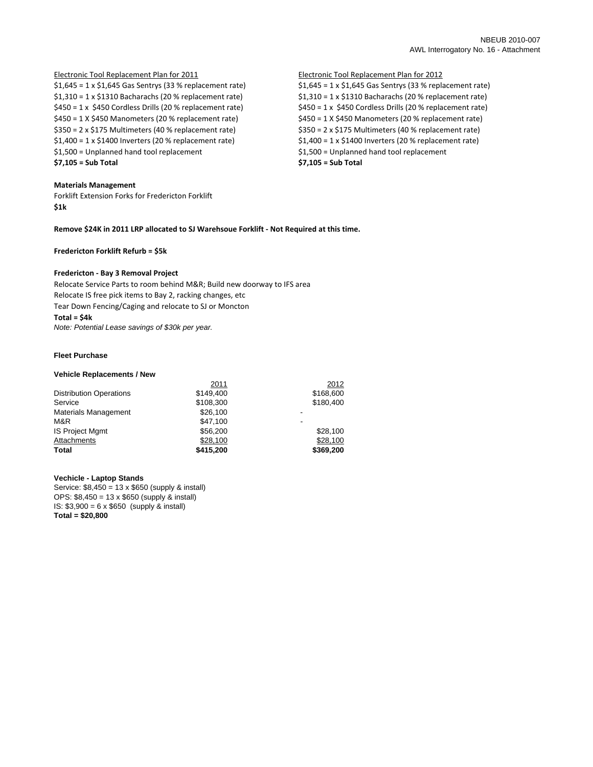Electronic Tool Replacement Plan for 2011

$1,645 = 1 x $1,645 Gas Sentrys (33 % replacement rate)
$1,310 = 1 x $1310 Bacharachs (20 % replacement rate)
$450 = 1 x  $450 Cordless Drills (20 % replacement rate)
$450 = 1 X $450 Manometers (20 % replacement rate)
$350 = 2 x $175 Multimeters (40 % replacement rate)
$1,400 = 1 x $1400 Inverters (20 % replacement rate)
$1,500 = Unplanned hand tool replacement
**$7,105 = Sub Total**

Electronic Tool Replacement Plan for 2012

$1,645 = 1 x $1,645 Gas Sentrys (33 % replacement rate)
$1,310 = 1 x $1310 Bacharachs (20 % replacement rate)
$450 = 1 x  $450 Cordless Drills (20 % replacement rate)
$450 = 1 X $450 Manometers (20 % replacement rate)
$350 = 2 x $175 Multimeters (40 % replacement rate)
$1,400 = 1 x $1400 Inverters (20 % replacement rate)
$1,500 = Unplanned hand tool replacement
**$7,105 = Sub Total**

**Materials Management**

Forklift Extension Forks for Fredericton Forklift
**$1k**

**Remove $24K in 2011 LRP allocated to SJ Warehsoue Forklift - Not Required at this time.**

**Fredericton Forklift Refurb = $5k**

**Fredericton - Bay 3 Removal Project**

Relocate Service Parts to room behind M&R; Build new doorway to IFS area
Relocate IS free pick items to Bay 2, racking changes, etc
Tear Down Fencing/Caging and relocate to SJ or Moncton
**Total = $4k**
*Note: Potential Lease savings of $30k per year.*

**Fleet Purchase**

**Vehicle Replacements / New**

| | 2011 | 2012 |
|---|---|---|
| Distribution Operations | $149,400 | $168,600 |
| Service | $108,300 | $180,400 |
| Materials Management | $26,100 | - |
| M&R | $47,100 | - |
| IS Project Mgmt | $56,200 | $28,100 |
| Attachments | $28,100 | $28,100 |
| **Total** | **$415,200** | **$369,200** |

**Vechicle - Laptop Stands**

Service: $8,450 = 13 x $650 (supply & install)
OPS: $8,450 = 13 x $650 (supply & install)
IS: $3,900 = 6 x $650  (supply & install)
**Total = $20,800**